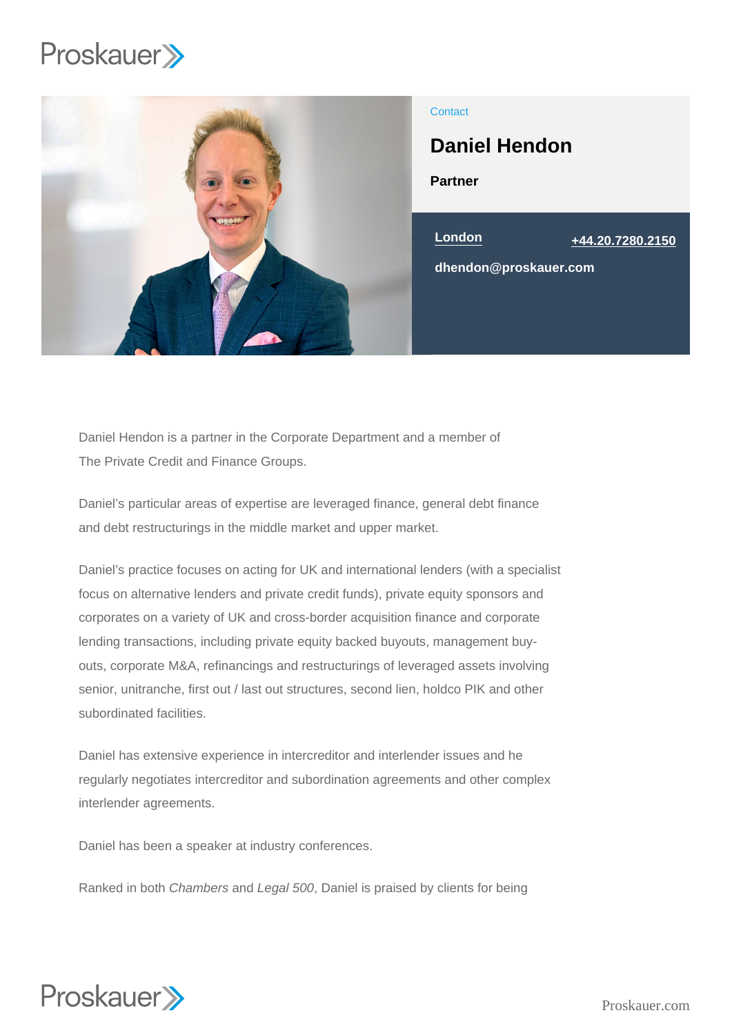Contact

# Daniel Hendon

**Partner**

London

+44.20.7280.2150

dhendon@proskauer.com

Daniel Hendon is a partner in the Corporate Department and a member of The Private Credit and Finance Groups.

Daniel's particular areas of expertise are leveraged finance, general debt finance and debt restructurings in the middle market and upper market.

Daniel's practice focuses on acting for UK and international lenders (with a specialist focus on alternative lenders and private credit funds), private equity sponsors and corporates on a variety of UK and cross-border acquisition finance and corporate lending transactions, including private equity backed buyouts, management buy-outs, corporate M&A, refinancings and restructurings of leveraged assets involving senior, unitranche, first out / last out structures, second lien, holdco PIK and other subordinated facilities.

Daniel has extensive experience in intercreditor and interlender issues and he regularly negotiates intercreditor and subordination agreements and other complex interlender agreements.

Daniel has been a speaker at industry conferences.

Ranked in both *Chambers* and *Legal 500*, Daniel is praised by clients for being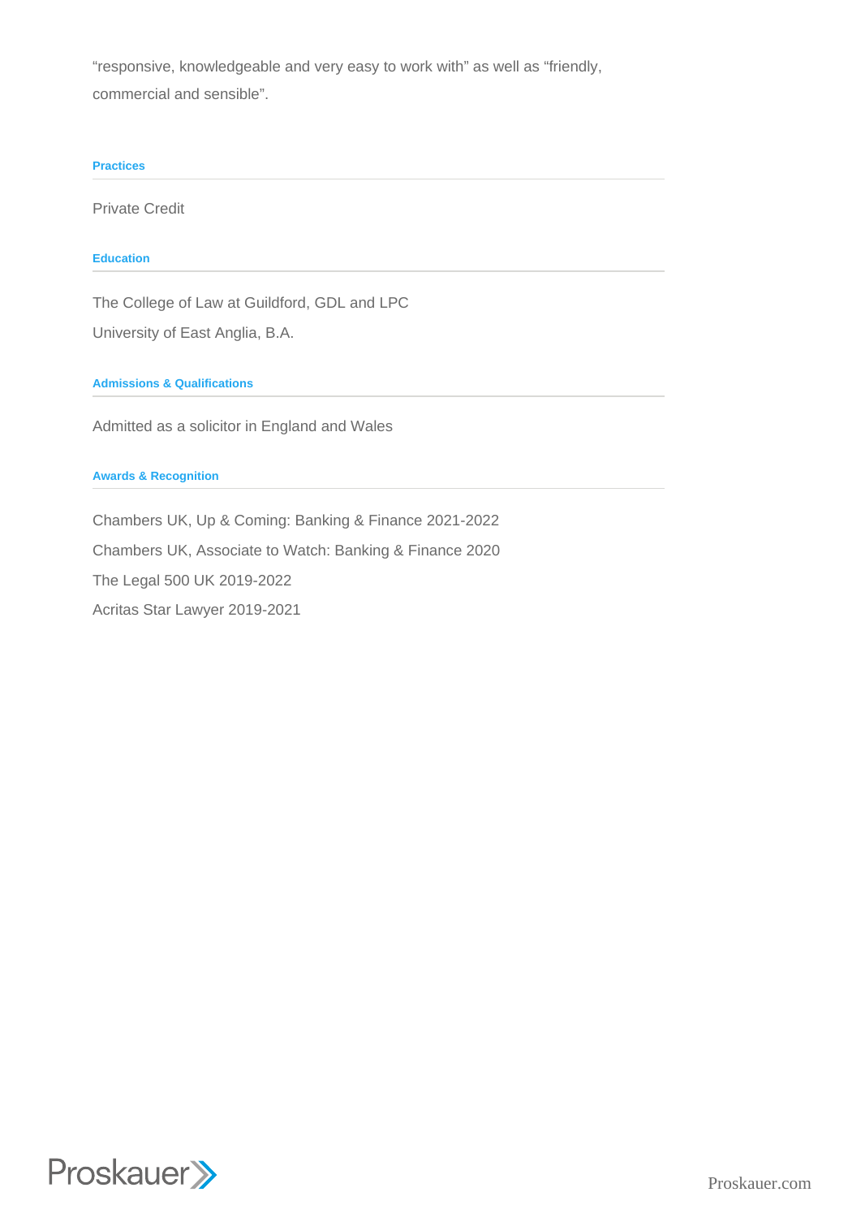"responsive, knowledgeable and very easy to work with" as well as "friendly, commercial and sensible".

#### Practices

Private Credit

#### Education

The College of Law at Guildford, GDL and LPC

University of East Anglia, B.A.

#### Admissions & Qualifications

Admitted as a solicitor in England and Wales

#### Awards & Recognition

Chambers UK, Up & Coming: Banking & Finance 2021-2022

Chambers UK, Associate to Watch: Banking & Finance 2020

The Legal 500 UK 2019-2022

Acritas Star Lawyer 2019-2021